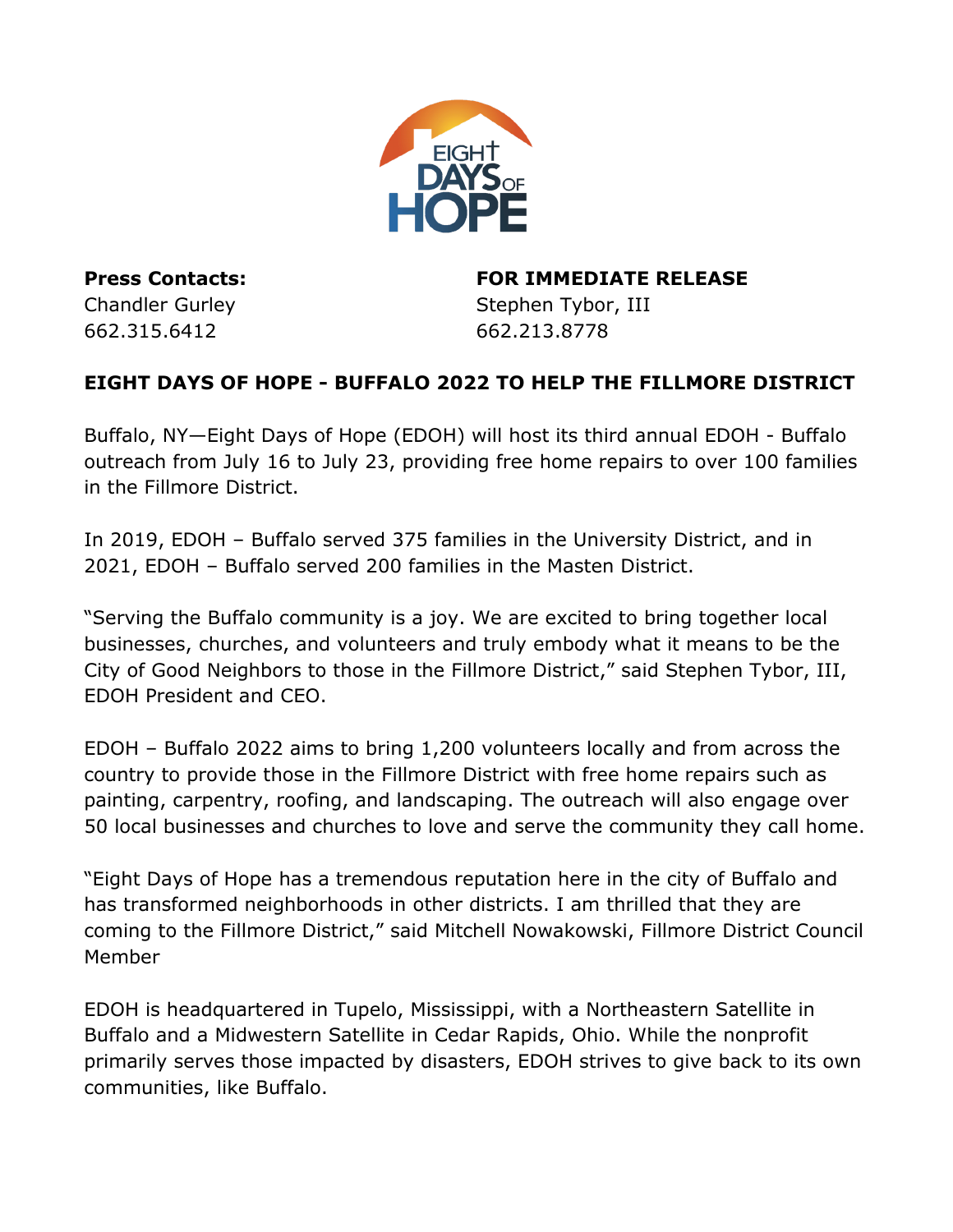**Press Contacts:**
Chandler Gurley
662.315.6412

Stephen Tybor, III
662.213.8778

**FOR IMMEDIATE RELEASE**

**EIGHT DAYS OF HOPE - BUFFALO 2022 TO HELP THE FILLMORE DISTRICT**

Buffalo, NY—Eight Days of Hope (EDOH) will host its third annual EDOH - Buffalo outreach from July 16 to July 23, providing free home repairs to over 100 families in the Fillmore District.

In 2019, EDOH – Buffalo served 375 families in the University District, and in 2021, EDOH – Buffalo served 200 families in the Masten District.

"Serving the Buffalo community is a joy. We are excited to bring together local businesses, churches, and volunteers and truly embody what it means to be the City of Good Neighbors to those in the Fillmore District," said Stephen Tybor, III, EDOH President and CEO.

EDOH – Buffalo 2022 aims to bring 1,200 volunteers locally and from across the country to provide those in the Fillmore District with free home repairs such as painting, carpentry, roofing, and landscaping. The outreach will also engage over 50 local businesses and churches to love and serve the community they call home.

"Eight Days of Hope has a tremendous reputation here in the city of Buffalo and has transformed neighborhoods in other districts. I am thrilled that they are coming to the Fillmore District," said Mitchell Nowakowski, Fillmore District Council Member

EDOH is headquartered in Tupelo, Mississippi, with a Northeastern Satellite in Buffalo and a Midwestern Satellite in Cedar Rapids, Ohio. While the nonprofit primarily serves those impacted by disasters, EDOH strives to give back to its own communities, like Buffalo.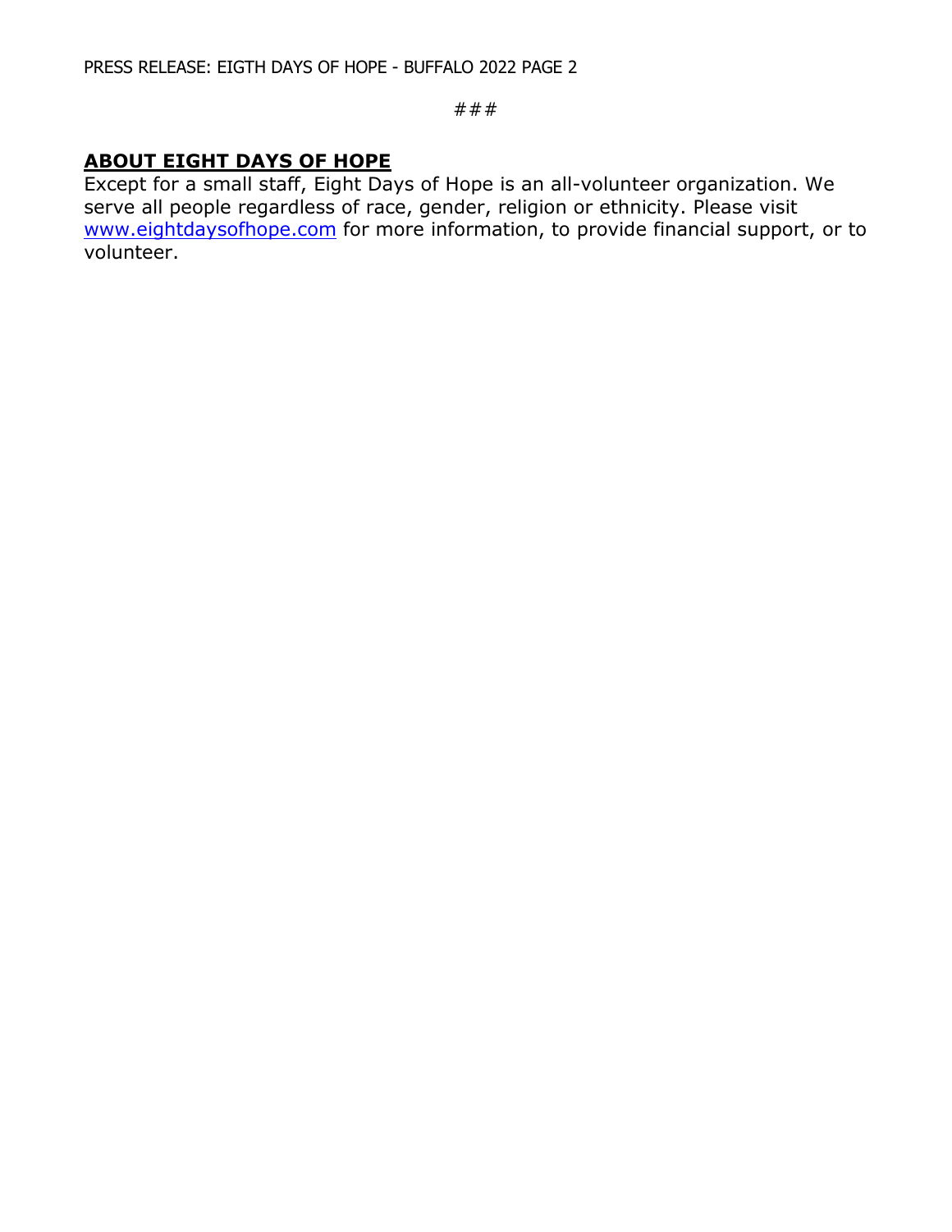###

## ABOUT EIGHT DAYS OF HOPE

Except for a small staff, Eight Days of Hope is an all-volunteer organization. We serve all people regardless of race, gender, religion or ethnicity. Please visit [www.eightdaysofhope.com](http://www.eightdaysofhope.com) for more information, to provide financial support, or to volunteer.